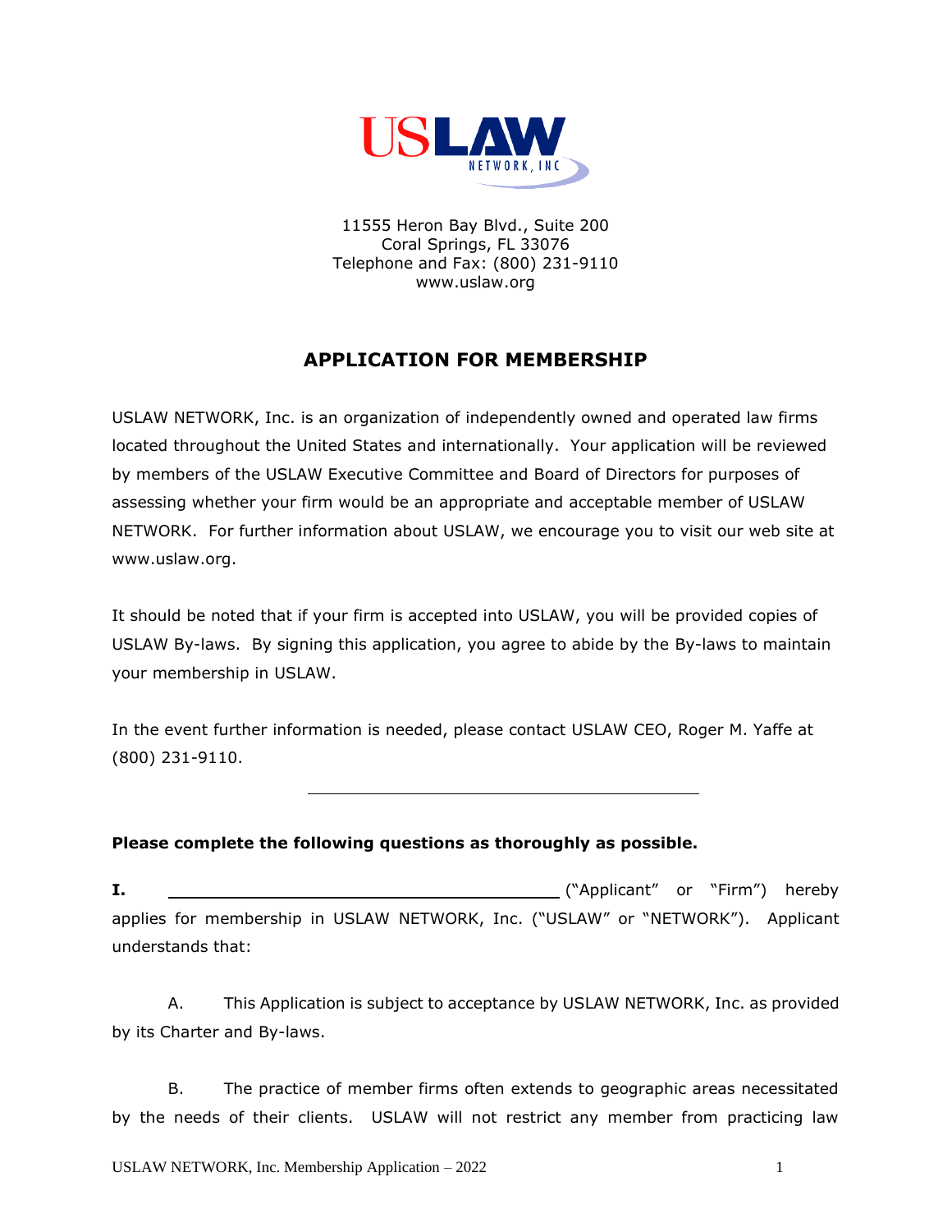USLAW NETWORK, INC

11555 Heron Bay Blvd., Suite 200
Coral Springs, FL 33076
Telephone and Fax: (800) 231-9110
www.uslaw.org

# APPLICATION FOR MEMBERSHIP

USLAW NETWORK, Inc. is an organization of independently owned and operated law firms located throughout the United States and internationally. Your application will be reviewed by members of the USLAW Executive Committee and Board of Directors for purposes of assessing whether your firm would be an appropriate and acceptable member of USLAW NETWORK. For further information about USLAW, we encourage you to visit our web site at www.uslaw.org.

It should be noted that if your firm is accepted into USLAW, you will be provided copies of USLAW By-laws. By signing this application, you agree to abide by the By-laws to maintain your membership in USLAW.

In the event further information is needed, please contact USLAW CEO, Roger M. Yaffe at (800) 231-9110.

---

**Please complete the following questions as thoroughly as possible.**

**I.** ________________________________ ("Applicant" or "Firm") hereby applies for membership in USLAW NETWORK, Inc. ("USLAW" or "NETWORK"). Applicant understands that:

A. This Application is subject to acceptance by USLAW NETWORK, Inc. as provided by its Charter and By-laws.

B. The practice of member firms often extends to geographic areas necessitated by the needs of their clients. USLAW will not restrict any member from practicing law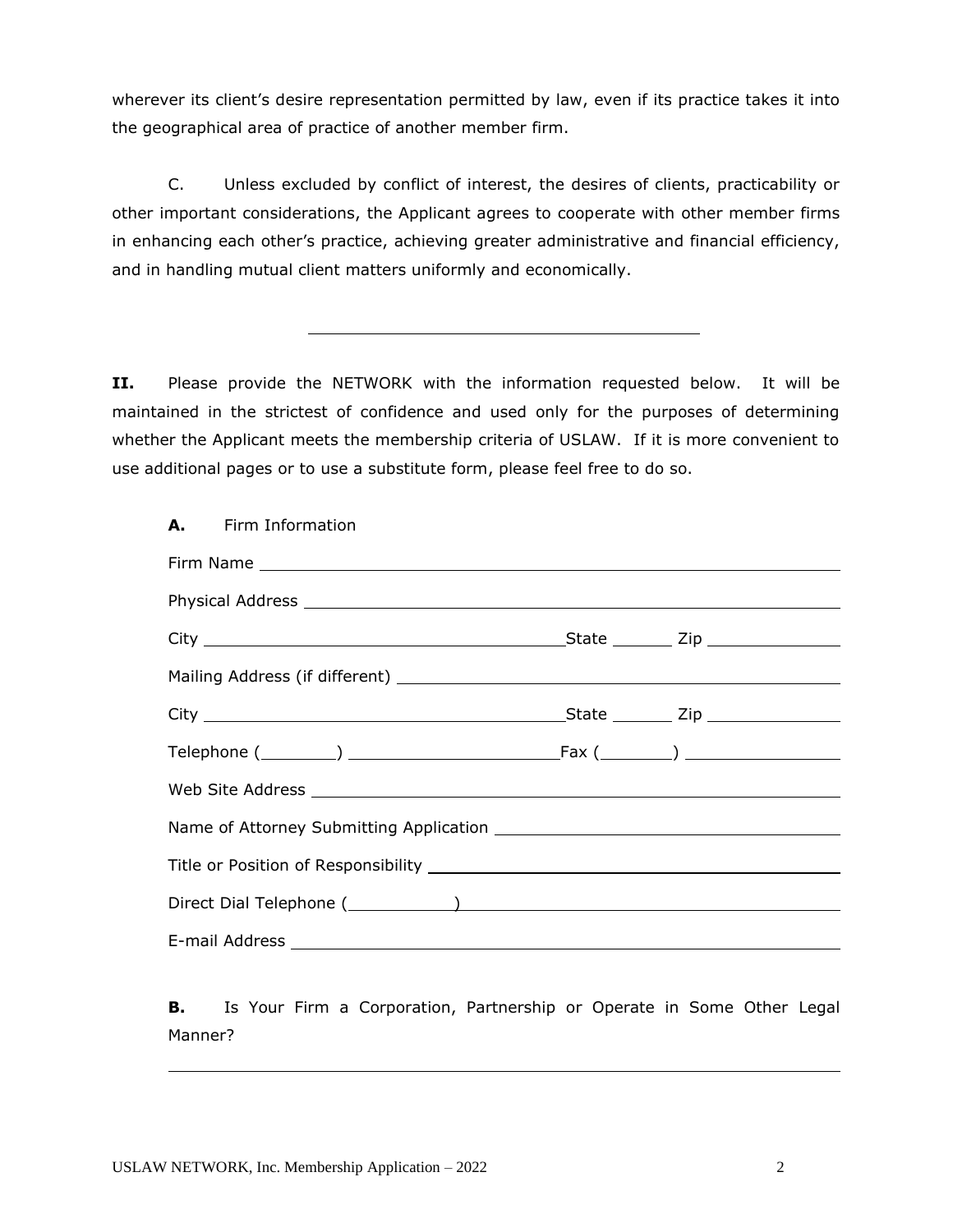wherever its client's desire representation permitted by law, even if its practice takes it into the geographical area of practice of another member firm.

C. Unless excluded by conflict of interest, the desires of clients, practicability or other important considerations, the Applicant agrees to cooperate with other member firms in enhancing each other's practice, achieving greater administrative and financial efficiency, and in handling mutual client matters uniformly and economically.

---

**II.** Please provide the NETWORK with the information requested below. It will be maintained in the strictest of confidence and used only for the purposes of determining whether the Applicant meets the membership criteria of USLAW. If it is more convenient to use additional pages or to use a substitute form, please feel free to do so.

**A.** Firm Information

Firm Name ____________________________________________

Physical Address ____________________________________________

City ______________________ State _______ Zip ______________

Mailing Address (if different) ____________________________________________

City ______________________ State _______ Zip ______________

Telephone (________) ____________________ Fax (________) ______________

Web Site Address ____________________________________________

Name of Attorney Submitting Application ____________________________________________

Title or Position of Responsibility ____________________________________________

Direct Dial Telephone (__________) ____________________________________________

E-mail Address ____________________________________________

**B.** Is Your Firm a Corporation, Partnership or Operate in Some Other Legal Manner?

____________________________________________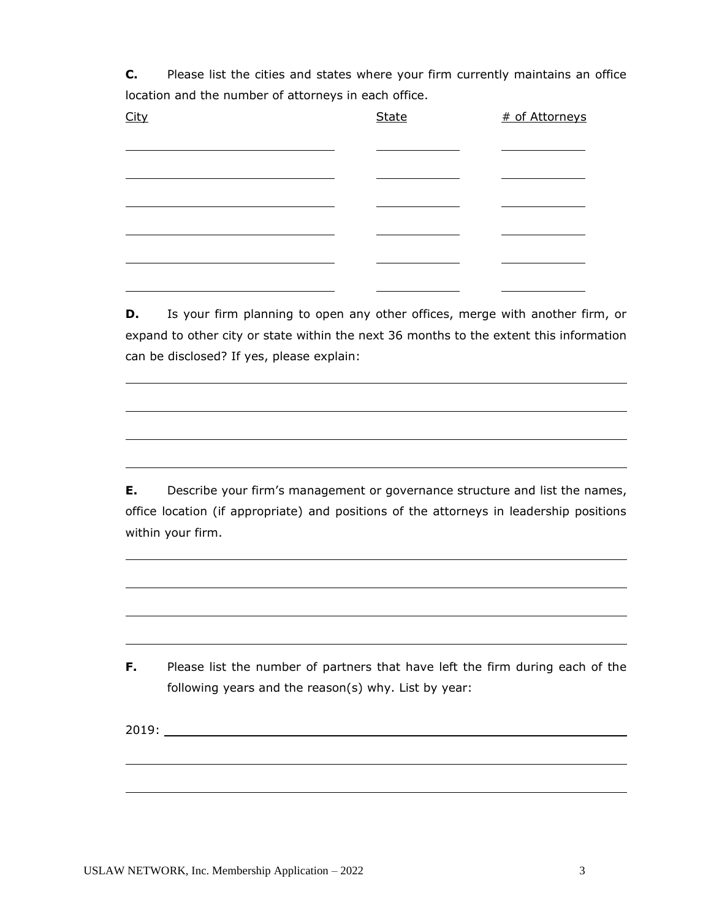**C.** Please list the cities and states where your firm currently maintains an office location and the number of attorneys in each office.

| City | State | # of Attorneys |
|---|---|---|
| | | |
| | | |
| | | |
| | | |
| | | |
| | | |

**D.** Is your firm planning to open any other offices, merge with another firm, or expand to other city or state within the next 36 months to the extent this information can be disclosed? If yes, please explain:

**E.** Describe your firm's management or governance structure and list the names, office location (if appropriate) and positions of the attorneys in leadership positions within your firm.

**F.** Please list the number of partners that have left the firm during each of the following years and the reason(s) why. List by year:

2019: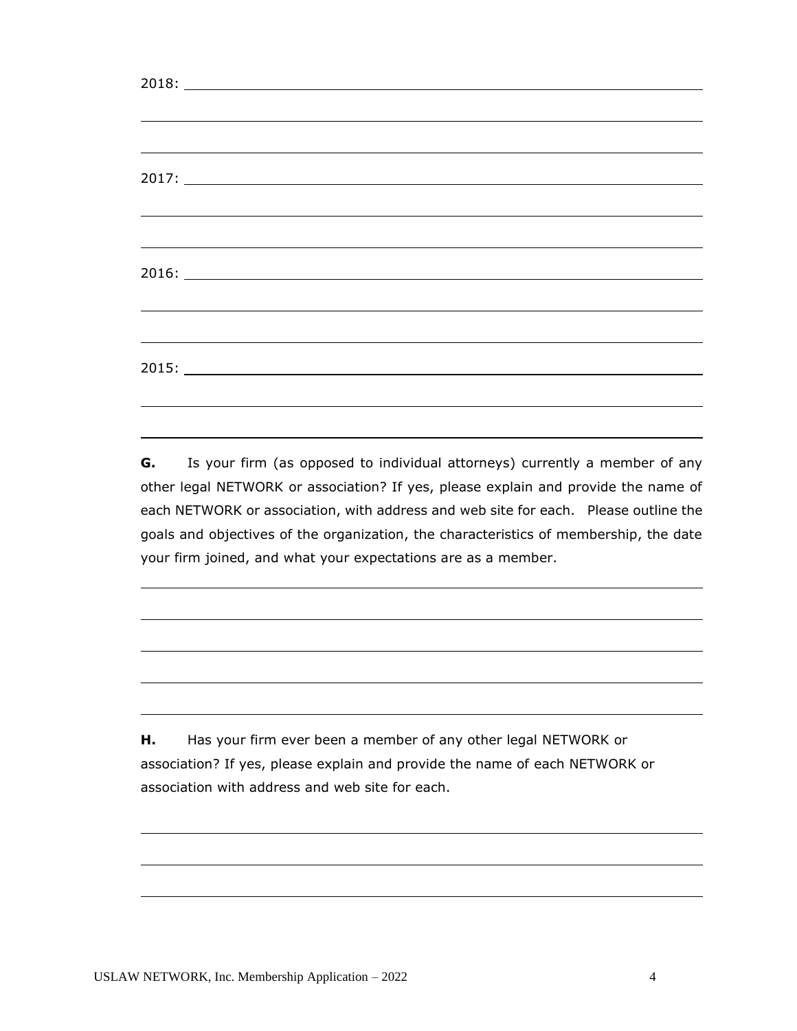2018: ____________________________________________________________

______________________________________________________________________

______________________________________________________________________

2017: ____________________________________________________________

______________________________________________________________________

______________________________________________________________________

2016: ____________________________________________________________

______________________________________________________________________

______________________________________________________________________

2015: ____________________________________________________________

______________________________________________________________________

______________________________________________________________________

**G.** Is your firm (as opposed to individual attorneys) currently a member of any other legal NETWORK or association? If yes, please explain and provide the name of each NETWORK or association, with address and web site for each. Please outline the goals and objectives of the organization, the characteristics of membership, the date your firm joined, and what your expectations are as a member.

______________________________________________________________________

______________________________________________________________________

______________________________________________________________________

______________________________________________________________________

______________________________________________________________________

**H.** Has your firm ever been a member of any other legal NETWORK or association? If yes, please explain and provide the name of each NETWORK or association with address and web site for each.

______________________________________________________________________

______________________________________________________________________

______________________________________________________________________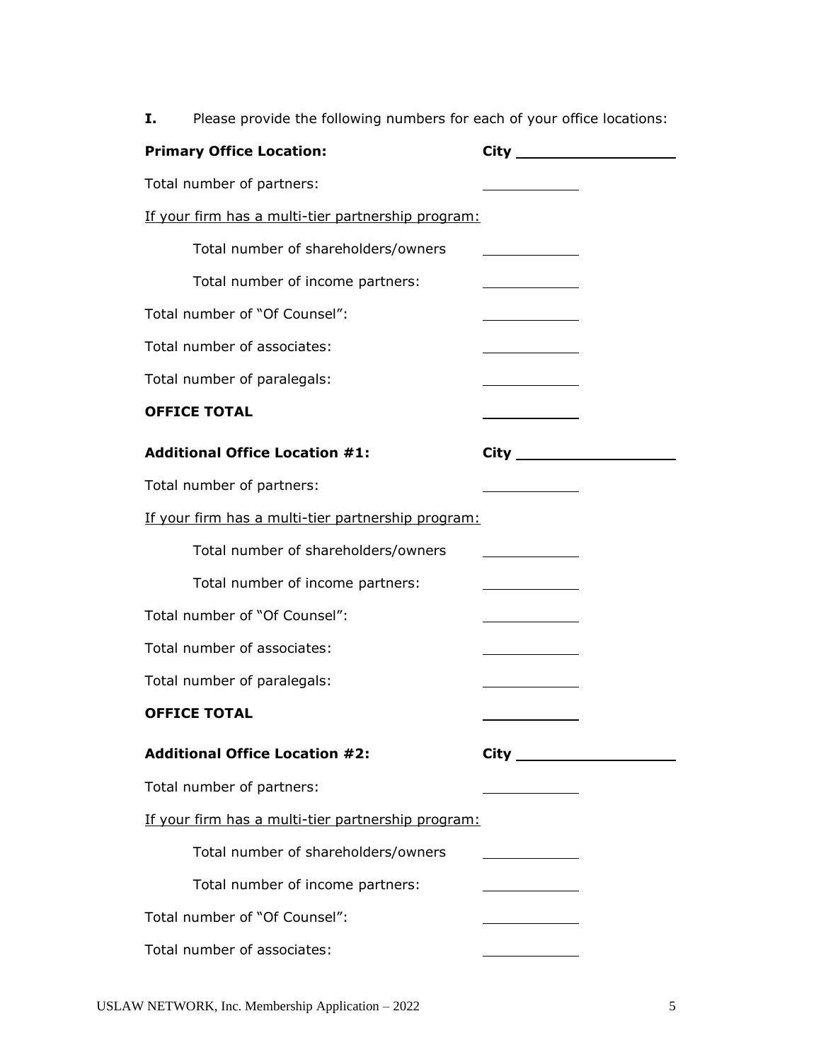**I.** Please provide the following numbers for each of your office locations:

**Primary Office Location:** **City** ____________________

Total number of partners: ____________

<u>If your firm has a multi-tier partnership program:</u>

Total number of shareholders/owners ____________

Total number of income partners: ____________

Total number of "Of Counsel": ____________

Total number of associates: ____________

Total number of paralegals: ____________

**OFFICE TOTAL** ____________

**Additional Office Location #1:** **City** ____________________

Total number of partners: ____________

<u>If your firm has a multi-tier partnership program:</u>

Total number of shareholders/owners ____________

Total number of income partners: ____________

Total number of "Of Counsel": ____________

Total number of associates: ____________

Total number of paralegals: ____________

**OFFICE TOTAL** ____________

**Additional Office Location #2:** **City** ____________________

Total number of partners: ____________

<u>If your firm has a multi-tier partnership program:</u>

Total number of shareholders/owners ____________

Total number of income partners: ____________

Total number of "Of Counsel": ____________

Total number of associates: ____________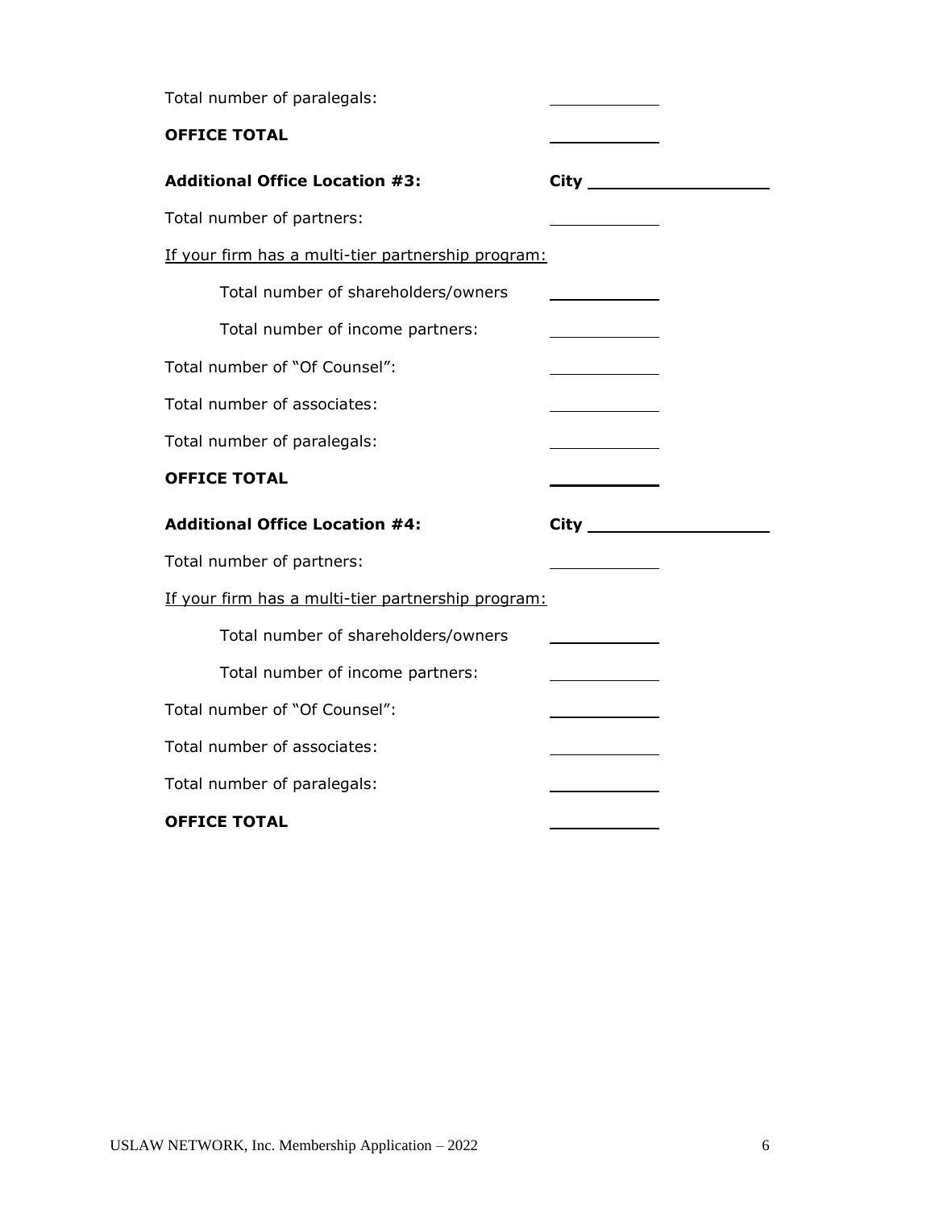Total number of paralegals: \_\_\_\_\_\_\_\_\_\_

**OFFICE TOTAL** \_\_\_\_\_\_\_\_\_\_

**Additional Office Location #3:** **City** \_\_\_\_\_\_\_\_\_\_\_\_\_\_\_\_

Total number of partners: \_\_\_\_\_\_\_\_\_\_

<u>If your firm has a multi-tier partnership program:</u>

- Total number of shareholders/owners \_\_\_\_\_\_\_\_\_\_
- Total number of income partners: \_\_\_\_\_\_\_\_\_\_

Total number of "Of Counsel": \_\_\_\_\_\_\_\_\_\_

Total number of associates: \_\_\_\_\_\_\_\_\_\_

Total number of paralegals: \_\_\_\_\_\_\_\_\_\_

**OFFICE TOTAL** \_\_\_\_\_\_\_\_\_\_

**Additional Office Location #4:** **City** \_\_\_\_\_\_\_\_\_\_\_\_\_\_\_\_

Total number of partners: \_\_\_\_\_\_\_\_\_\_

<u>If your firm has a multi-tier partnership program:</u>

- Total number of shareholders/owners \_\_\_\_\_\_\_\_\_\_
- Total number of income partners: \_\_\_\_\_\_\_\_\_\_

Total number of "Of Counsel": \_\_\_\_\_\_\_\_\_\_

Total number of associates: \_\_\_\_\_\_\_\_\_\_

Total number of paralegals: \_\_\_\_\_\_\_\_\_\_

**OFFICE TOTAL** \_\_\_\_\_\_\_\_\_\_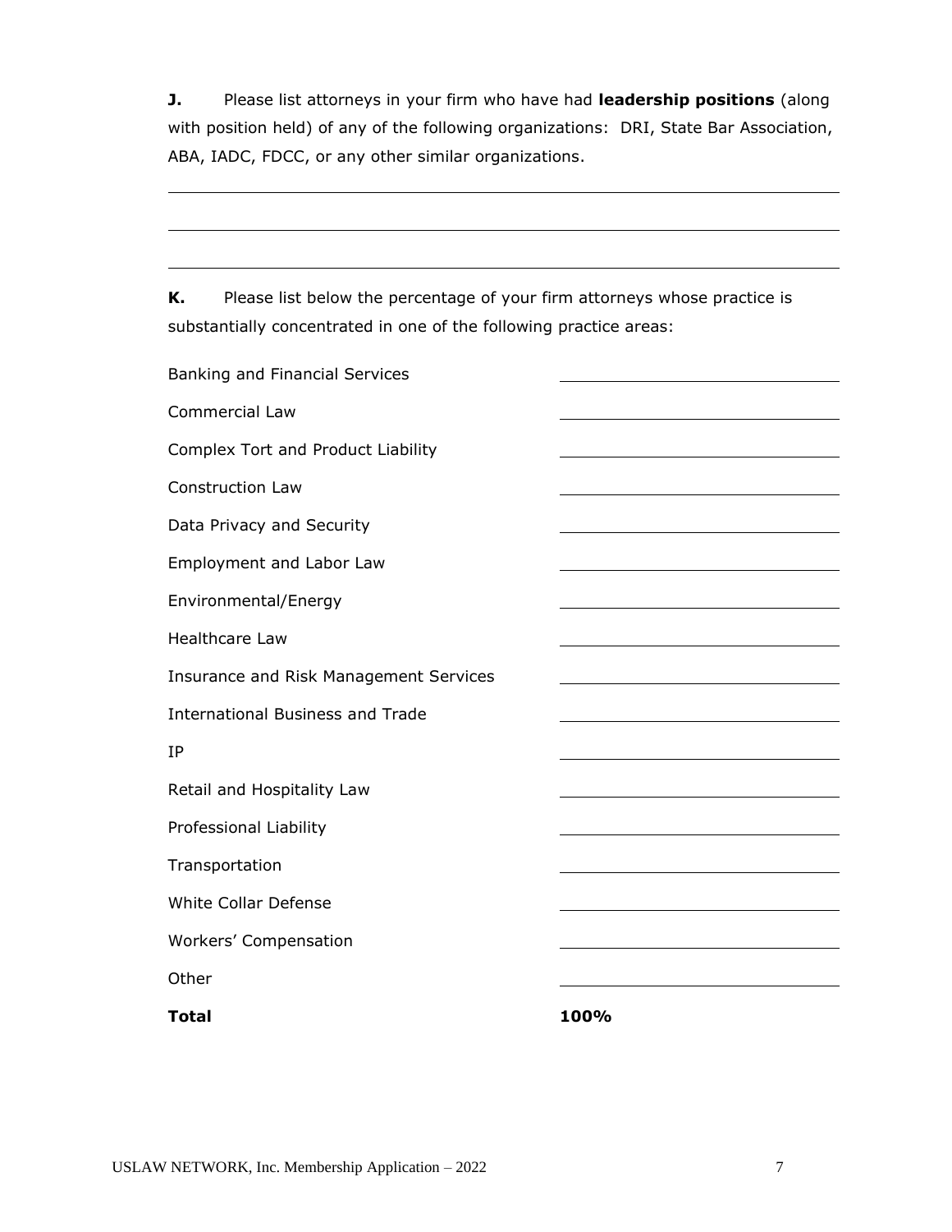**J.** Please list attorneys in your firm who have had **leadership positions** (along with position held) of any of the following organizations: DRI, State Bar Association, ABA, IADC, FDCC, or any other similar organizations.

\_\_\_\_\_\_\_\_\_\_\_\_\_\_\_\_\_\_\_\_\_\_\_\_\_\_\_\_\_\_\_\_\_\_\_\_\_\_\_\_\_\_\_\_\_\_\_\_\_\_\_\_\_\_\_\_\_\_\_\_

\_\_\_\_\_\_\_\_\_\_\_\_\_\_\_\_\_\_\_\_\_\_\_\_\_\_\_\_\_\_\_\_\_\_\_\_\_\_\_\_\_\_\_\_\_\_\_\_\_\_\_\_\_\_\_\_\_\_\_\_

\_\_\_\_\_\_\_\_\_\_\_\_\_\_\_\_\_\_\_\_\_\_\_\_\_\_\_\_\_\_\_\_\_\_\_\_\_\_\_\_\_\_\_\_\_\_\_\_\_\_\_\_\_\_\_\_\_\_\_\_

**K.** Please list below the percentage of your firm attorneys whose practice is substantially concentrated in one of the following practice areas:

| Practice Area | Percentage |
|---|---|
| Banking and Financial Services | |
| Commercial Law | |
| Complex Tort and Product Liability | |
| Construction Law | |
| Data Privacy and Security | |
| Employment and Labor Law | |
| Environmental/Energy | |
| Healthcare Law | |
| Insurance and Risk Management Services | |
| International Business and Trade | |
| IP | |
| Retail and Hospitality Law | |
| Professional Liability | |
| Transportation | |
| White Collar Defense | |
| Workers' Compensation | |
| Other | |
| **Total** | **100%** |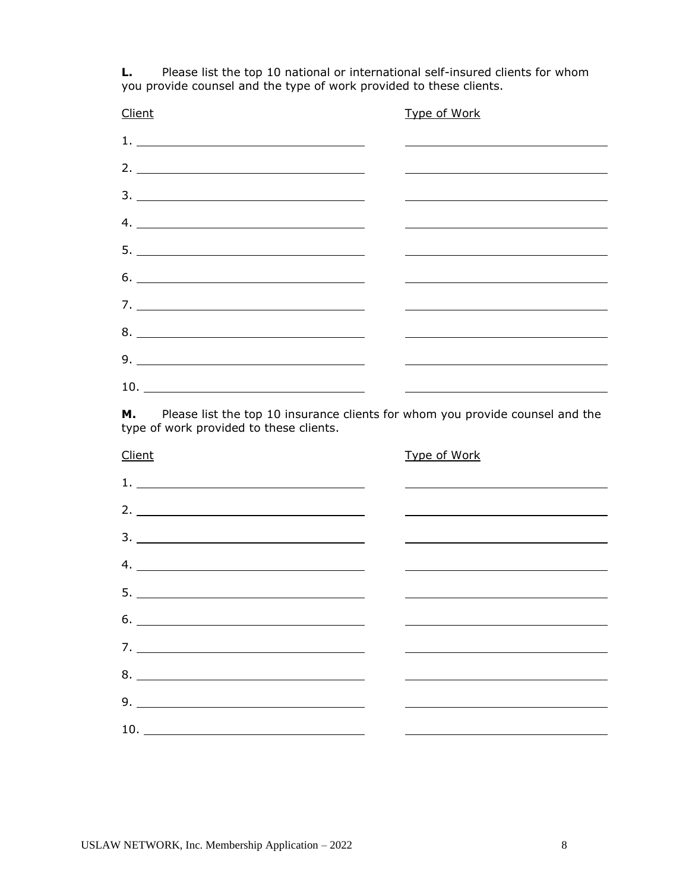**L.** Please list the top 10 national or international self-insured clients for whom you provide counsel and the type of work provided to these clients.

| Client | Type of Work |
|---|---|
| 1. | |
| 2. | |
| 3. | |
| 4. | |
| 5. | |
| 6. | |
| 7. | |
| 8. | |
| 9. | |
| 10. | |

**M.** Please list the top 10 insurance clients for whom you provide counsel and the type of work provided to these clients.

| Client | Type of Work |
|---|---|
| 1. | |
| 2. | |
| 3. | |
| 4. | |
| 5. | |
| 6. | |
| 7. | |
| 8. | |
| 9. | |
| 10. | |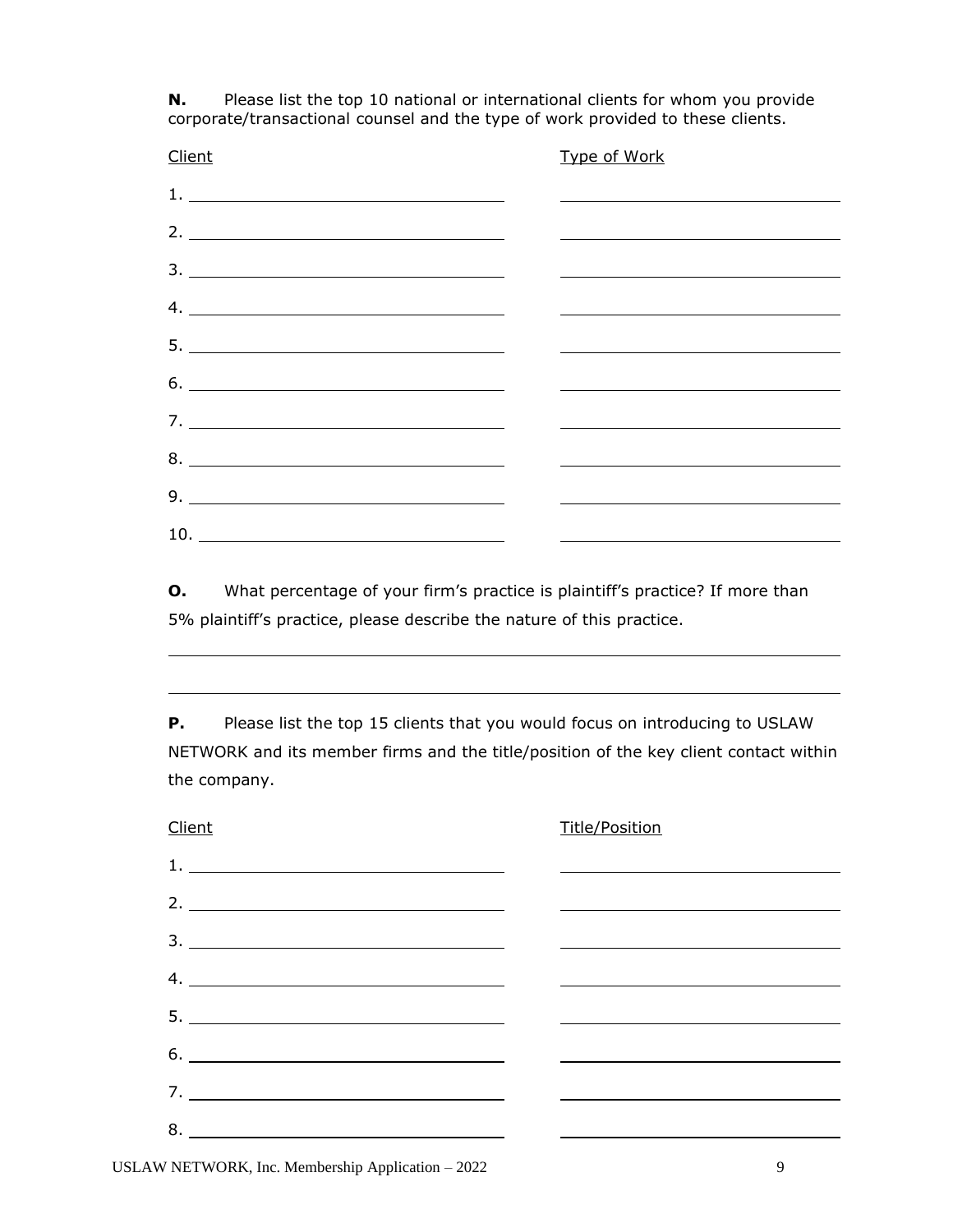**N.** Please list the top 10 national or international clients for whom you provide corporate/transactional counsel and the type of work provided to these clients.

| Client | Type of Work |
|---|---|
| 1. | |
| 2. | |
| 3. | |
| 4. | |
| 5. | |
| 6. | |
| 7. | |
| 8. | |
| 9. | |
| 10. | |

**O.** What percentage of your firm's practice is plaintiff's practice? If more than 5% plaintiff's practice, please describe the nature of this practice.

______________________________________________________________________

______________________________________________________________________

**P.** Please list the top 15 clients that you would focus on introducing to USLAW NETWORK and its member firms and the title/position of the key client contact within the company.

| Client | Title/Position |
|---|---|
| 1. | |
| 2. | |
| 3. | |
| 4. | |
| 5. | |
| 6. | |
| 7. | |
| 8. | |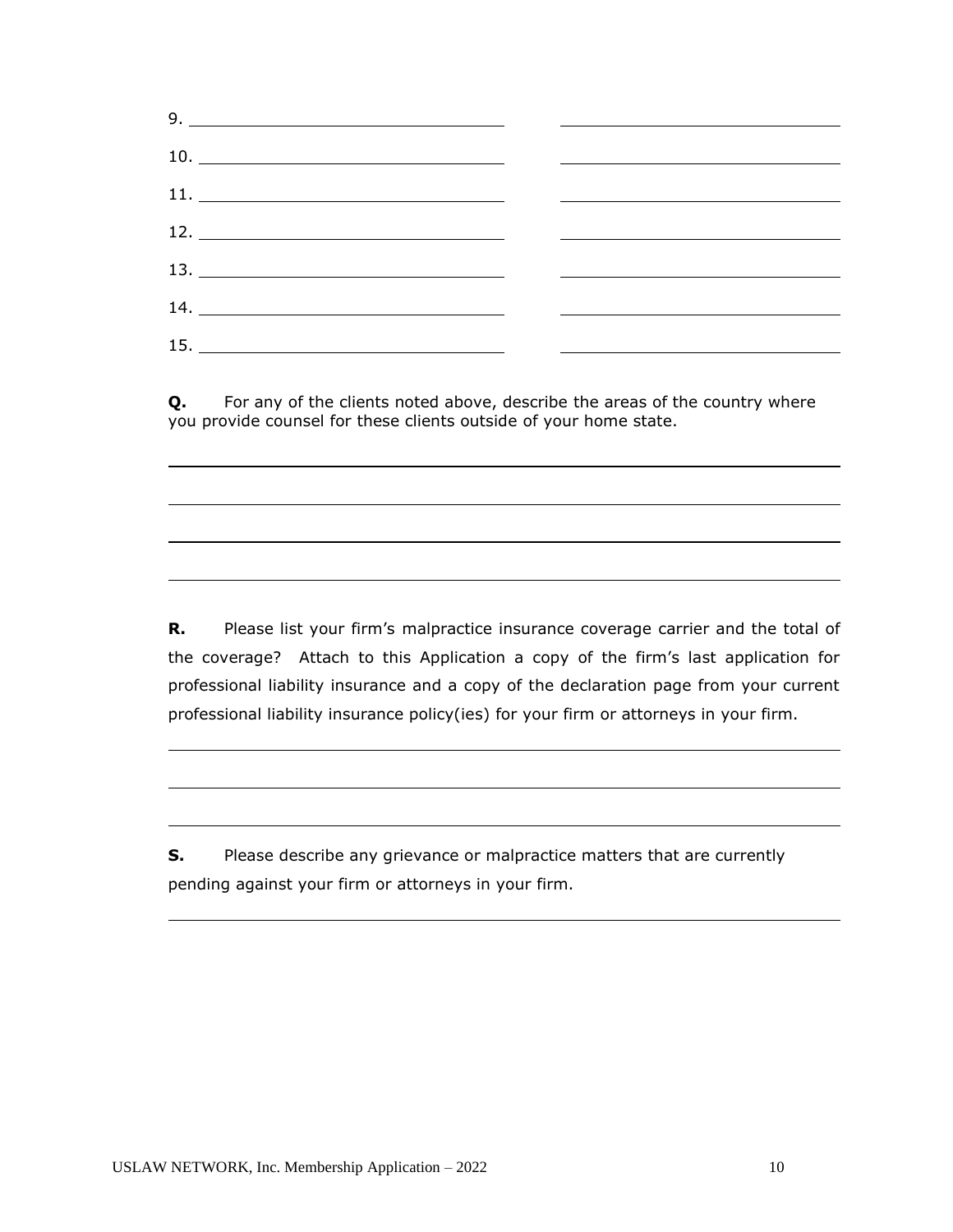9. ______________________________ ______________________________

10. ______________________________ ______________________________

11. ______________________________ ______________________________

12. ______________________________ ______________________________

13. ______________________________ ______________________________

14. ______________________________ ______________________________

15. ______________________________ ______________________________

**Q.** For any of the clients noted above, describe the areas of the country where you provide counsel for these clients outside of your home state.

______________________________________________________________________

______________________________________________________________________

______________________________________________________________________

______________________________________________________________________

**R.** Please list your firm's malpractice insurance coverage carrier and the total of the coverage? Attach to this Application a copy of the firm's last application for professional liability insurance and a copy of the declaration page from your current professional liability insurance policy(ies) for your firm or attorneys in your firm.

______________________________________________________________________

______________________________________________________________________

______________________________________________________________________

**S.** Please describe any grievance or malpractice matters that are currently pending against your firm or attorneys in your firm.

______________________________________________________________________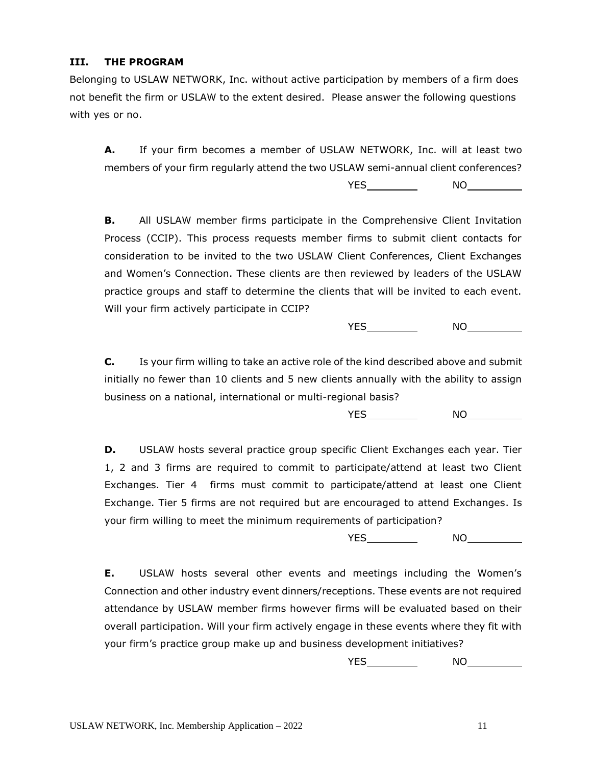## III. THE PROGRAM

Belonging to USLAW NETWORK, Inc. without active participation by members of a firm does not benefit the firm or USLAW to the extent desired. Please answer the following questions with yes or no.

**A.** If your firm becomes a member of USLAW NETWORK, Inc. will at least two members of your firm regularly attend the two USLAW semi-annual client conferences?

YES\_\_\_\_\_\_\_\_ NO\_\_\_\_\_\_\_\_

**B.** All USLAW member firms participate in the Comprehensive Client Invitation Process (CCIP). This process requests member firms to submit client contacts for consideration to be invited to the two USLAW Client Conferences, Client Exchanges and Women's Connection. These clients are then reviewed by leaders of the USLAW practice groups and staff to determine the clients that will be invited to each event. Will your firm actively participate in CCIP?

YES\_\_\_\_\_\_\_\_ NO\_\_\_\_\_\_\_\_

**C.** Is your firm willing to take an active role of the kind described above and submit initially no fewer than 10 clients and 5 new clients annually with the ability to assign business on a national, international or multi-regional basis?

YES\_\_\_\_\_\_\_\_ NO\_\_\_\_\_\_\_\_

**D.** USLAW hosts several practice group specific Client Exchanges each year. Tier 1, 2 and 3 firms are required to commit to participate/attend at least two Client Exchanges. Tier 4 firms must commit to participate/attend at least one Client Exchange. Tier 5 firms are not required but are encouraged to attend Exchanges. Is your firm willing to meet the minimum requirements of participation?

YES\_\_\_\_\_\_\_\_ NO\_\_\_\_\_\_\_\_

**E.** USLAW hosts several other events and meetings including the Women's Connection and other industry event dinners/receptions. These events are not required attendance by USLAW member firms however firms will be evaluated based on their overall participation. Will your firm actively engage in these events where they fit with your firm's practice group make up and business development initiatives?

YES\_\_\_\_\_\_\_\_ NO\_\_\_\_\_\_\_\_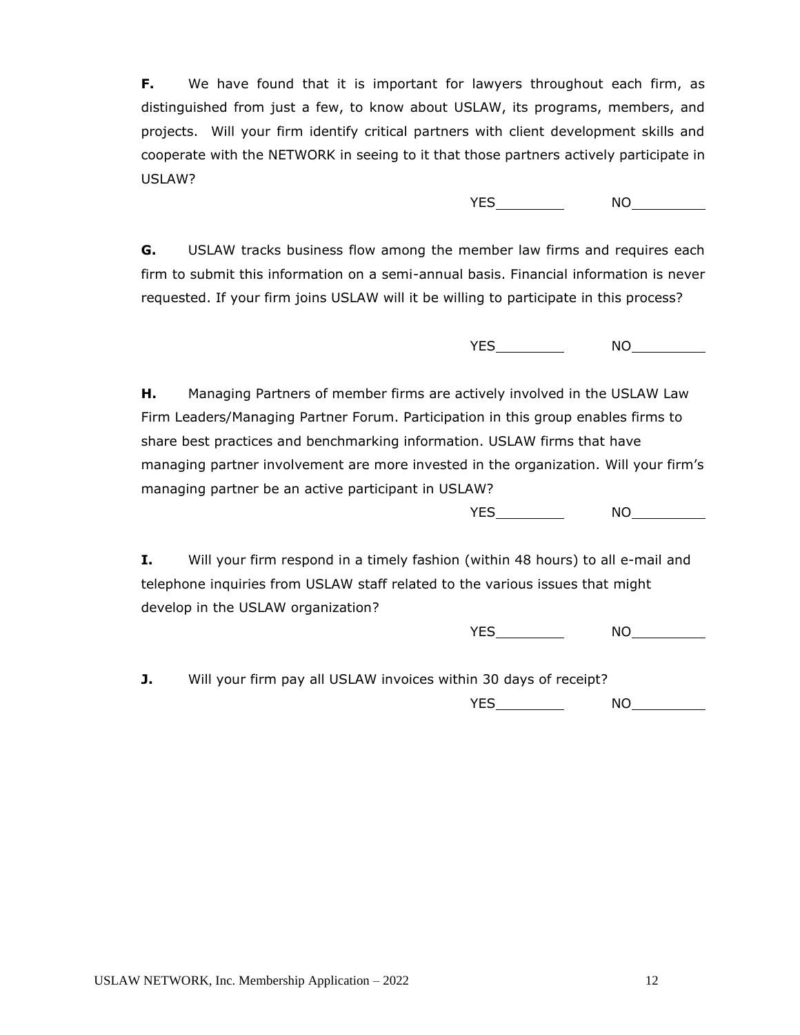**F.** We have found that it is important for lawyers throughout each firm, as distinguished from just a few, to know about USLAW, its programs, members, and projects. Will your firm identify critical partners with client development skills and cooperate with the NETWORK in seeing to it that those partners actively participate in USLAW?

YES________ NO________

**G.** USLAW tracks business flow among the member law firms and requires each firm to submit this information on a semi-annual basis. Financial information is never requested. If your firm joins USLAW will it be willing to participate in this process?

YES________ NO________

**H.** Managing Partners of member firms are actively involved in the USLAW Law Firm Leaders/Managing Partner Forum. Participation in this group enables firms to share best practices and benchmarking information. USLAW firms that have managing partner involvement are more invested in the organization. Will your firm's managing partner be an active participant in USLAW?

YES________ NO________

**I.** Will your firm respond in a timely fashion (within 48 hours) to all e-mail and telephone inquiries from USLAW staff related to the various issues that might develop in the USLAW organization?

YES________ NO________

**J.** Will your firm pay all USLAW invoices within 30 days of receipt?

YES________ NO________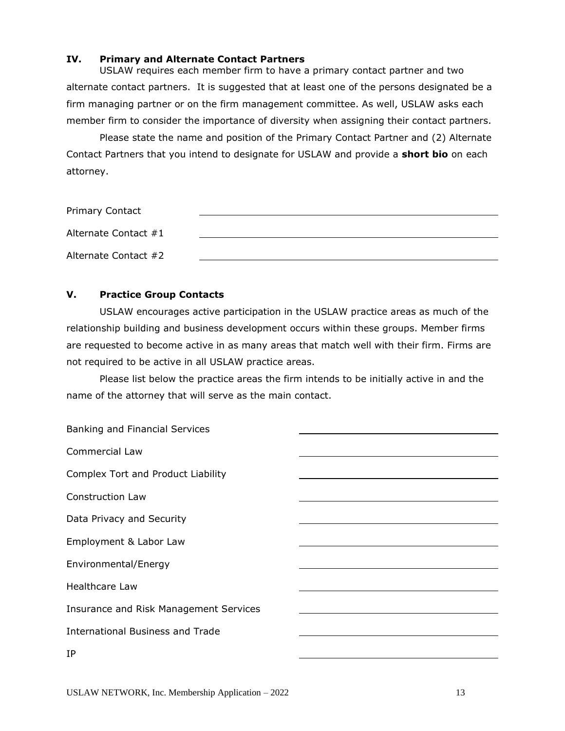## IV. Primary and Alternate Contact Partners

USLAW requires each member firm to have a primary contact partner and two alternate contact partners. It is suggested that at least one of the persons designated be a firm managing partner or on the firm management committee. As well, USLAW asks each member firm to consider the importance of diversity when assigning their contact partners.

Please state the name and position of the Primary Contact Partner and (2) Alternate Contact Partners that you intend to designate for USLAW and provide a **short bio** on each attorney.

Primary Contact \_\_\_\_\_\_\_\_\_\_\_\_\_\_\_\_\_\_\_\_\_\_\_\_\_\_\_\_\_\_\_\_\_\_\_\_\_\_\_\_\_\_\_\_

Alternate Contact #1 \_\_\_\_\_\_\_\_\_\_\_\_\_\_\_\_\_\_\_\_\_\_\_\_\_\_\_\_\_\_\_\_\_\_\_\_\_\_\_\_\_\_\_\_

Alternate Contact #2 \_\_\_\_\_\_\_\_\_\_\_\_\_\_\_\_\_\_\_\_\_\_\_\_\_\_\_\_\_\_\_\_\_\_\_\_\_\_\_\_\_\_\_\_

## V. Practice Group Contacts

USLAW encourages active participation in the USLAW practice areas as much of the relationship building and business development occurs within these groups. Member firms are requested to become active in as many areas that match well with their firm. Firms are not required to be active in all USLAW practice areas.

Please list below the practice areas the firm intends to be initially active in and the name of the attorney that will serve as the main contact.

Banking and Financial Services \_\_\_\_\_\_\_\_\_\_\_\_\_\_\_\_\_\_\_\_\_\_\_\_\_\_\_\_\_\_

Commercial Law \_\_\_\_\_\_\_\_\_\_\_\_\_\_\_\_\_\_\_\_\_\_\_\_\_\_\_\_\_\_

Complex Tort and Product Liability \_\_\_\_\_\_\_\_\_\_\_\_\_\_\_\_\_\_\_\_\_\_\_\_\_\_\_\_\_\_

Construction Law \_\_\_\_\_\_\_\_\_\_\_\_\_\_\_\_\_\_\_\_\_\_\_\_\_\_\_\_\_\_

Data Privacy and Security \_\_\_\_\_\_\_\_\_\_\_\_\_\_\_\_\_\_\_\_\_\_\_\_\_\_\_\_\_\_

Employment & Labor Law \_\_\_\_\_\_\_\_\_\_\_\_\_\_\_\_\_\_\_\_\_\_\_\_\_\_\_\_\_\_

Environmental/Energy \_\_\_\_\_\_\_\_\_\_\_\_\_\_\_\_\_\_\_\_\_\_\_\_\_\_\_\_\_\_

Healthcare Law \_\_\_\_\_\_\_\_\_\_\_\_\_\_\_\_\_\_\_\_\_\_\_\_\_\_\_\_\_\_

Insurance and Risk Management Services \_\_\_\_\_\_\_\_\_\_\_\_\_\_\_\_\_\_\_\_\_\_\_\_\_\_\_\_\_\_

International Business and Trade \_\_\_\_\_\_\_\_\_\_\_\_\_\_\_\_\_\_\_\_\_\_\_\_\_\_\_\_\_\_

IP \_\_\_\_\_\_\_\_\_\_\_\_\_\_\_\_\_\_\_\_\_\_\_\_\_\_\_\_\_\_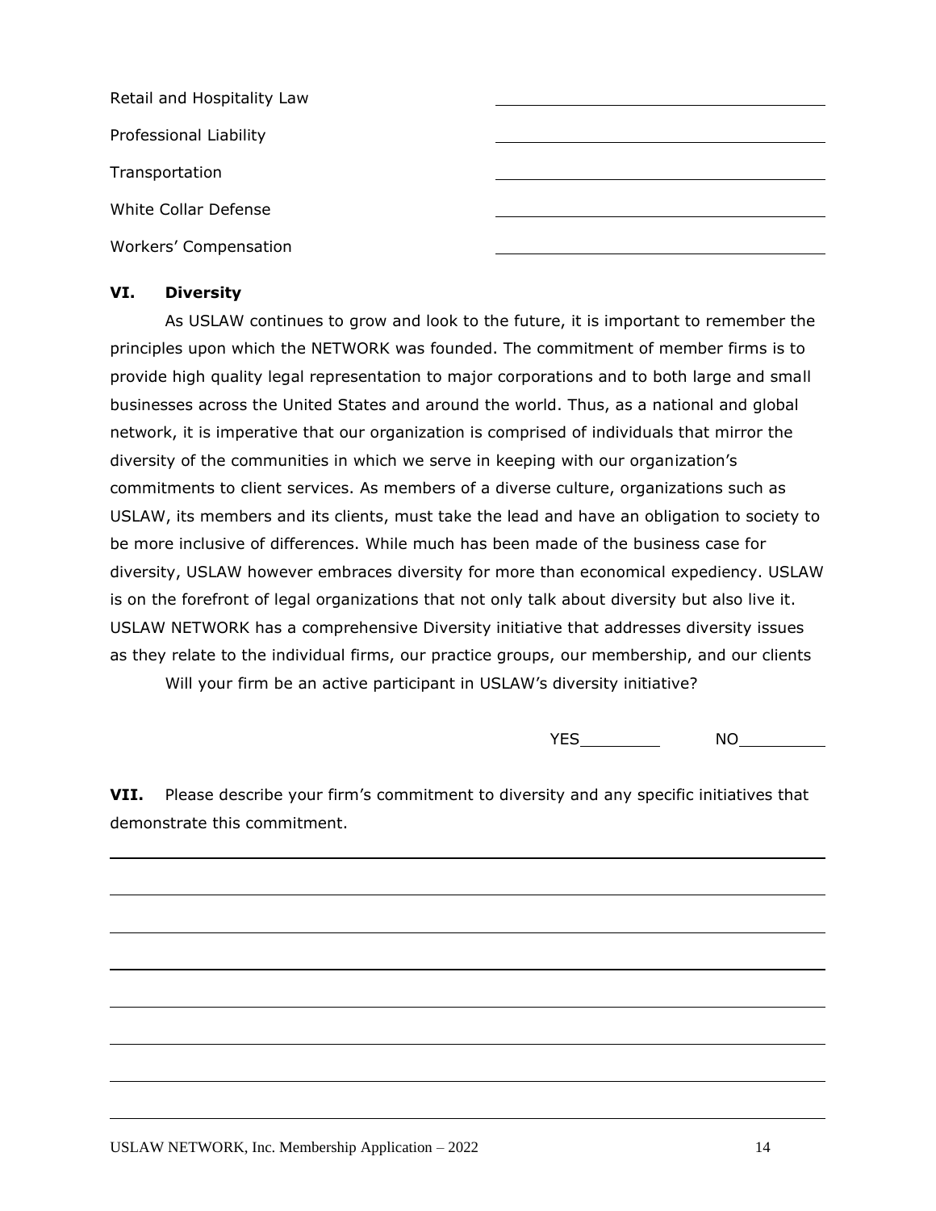Retail and Hospitality Law ____________________

Professional Liability ____________________

Transportation ____________________

White Collar Defense ____________________

Workers' Compensation ____________________

**VI. Diversity**

As USLAW continues to grow and look to the future, it is important to remember the principles upon which the NETWORK was founded. The commitment of member firms is to provide high quality legal representation to major corporations and to both large and small businesses across the United States and around the world. Thus, as a national and global network, it is imperative that our organization is comprised of individuals that mirror the diversity of the communities in which we serve in keeping with our organization's commitments to client services. As members of a diverse culture, organizations such as USLAW, its members and its clients, must take the lead and have an obligation to society to be more inclusive of differences. While much has been made of the business case for diversity, USLAW however embraces diversity for more than economical expediency. USLAW is on the forefront of legal organizations that not only talk about diversity but also live it. USLAW NETWORK has a comprehensive Diversity initiative that addresses diversity issues as they relate to the individual firms, our practice groups, our membership, and our clients

Will your firm be an active participant in USLAW's diversity initiative?

YES__________ NO__________

**VII.** Please describe your firm's commitment to diversity and any specific initiatives that demonstrate this commitment.

______________________________________________________________________

______________________________________________________________________

______________________________________________________________________

______________________________________________________________________

______________________________________________________________________

______________________________________________________________________

______________________________________________________________________

______________________________________________________________________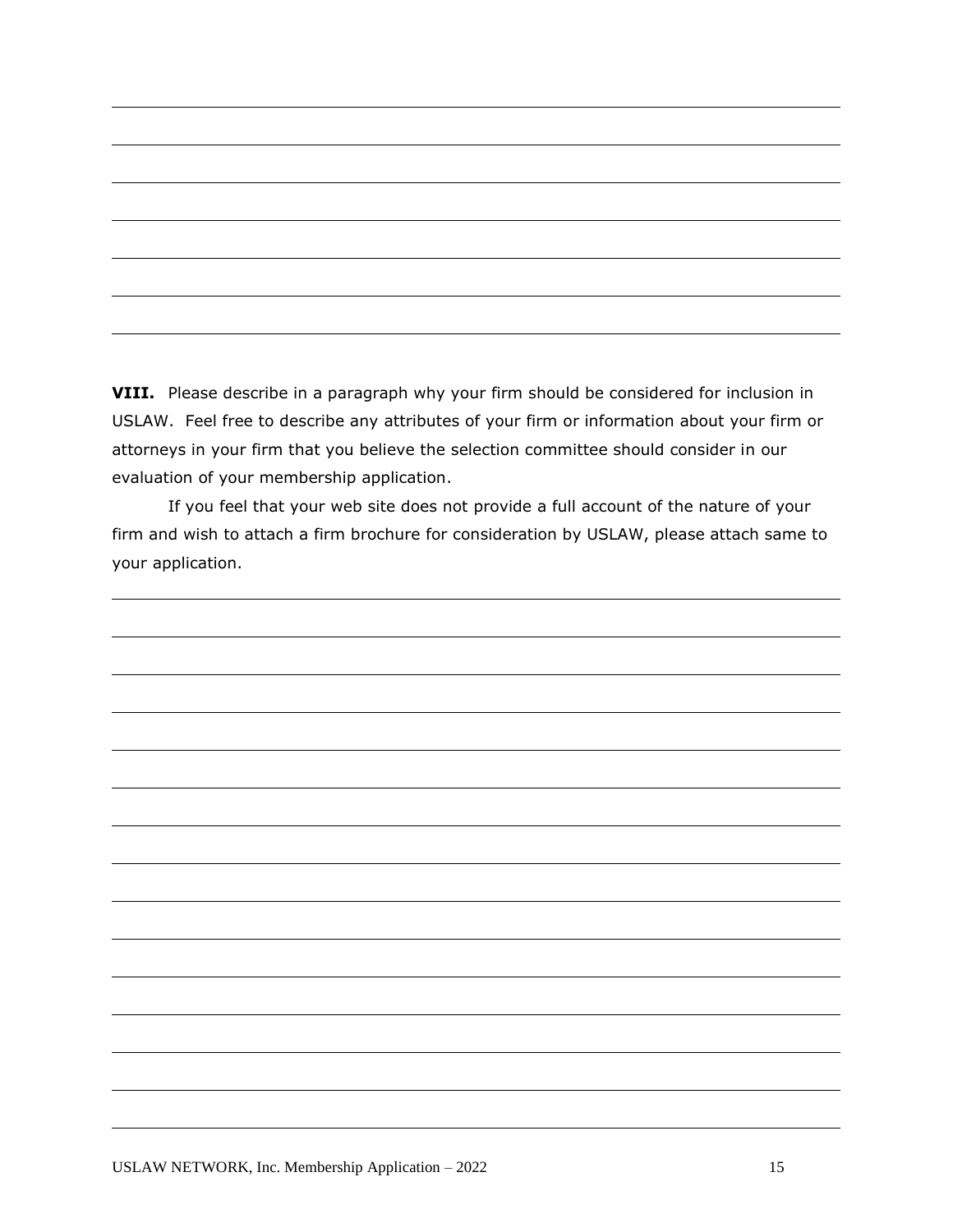**VIII.** Please describe in a paragraph why your firm should be considered for inclusion in USLAW. Feel free to describe any attributes of your firm or information about your firm or attorneys in your firm that you believe the selection committee should consider in our evaluation of your membership application.

If you feel that your web site does not provide a full account of the nature of your firm and wish to attach a firm brochure for consideration by USLAW, please attach same to your application.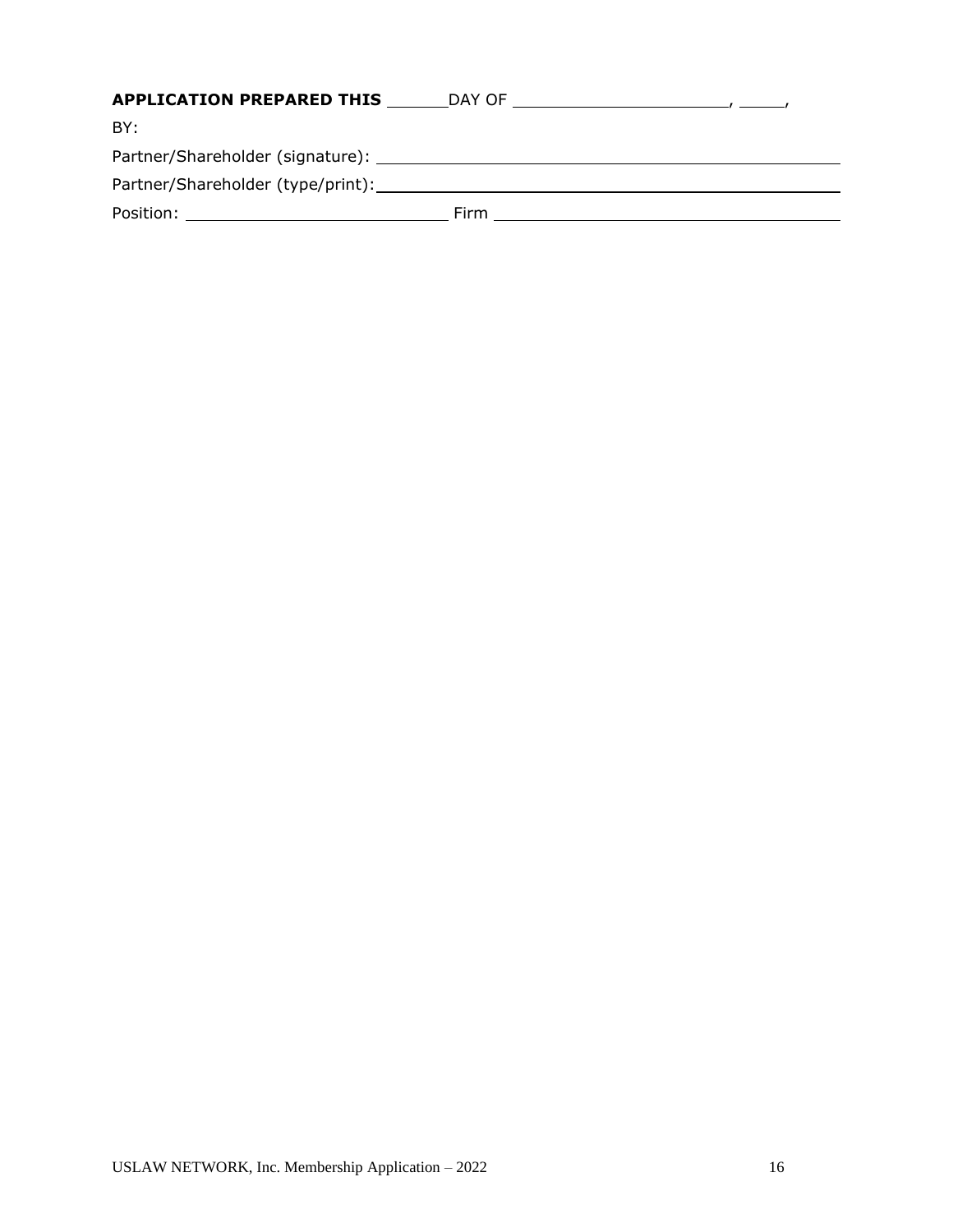**APPLICATION PREPARED THIS** ______ DAY OF ______________________, _____,

BY:

Partner/Shareholder (signature): ____________________________________________

Partner/Shareholder (type/print): ____________________________________________

Position: ___________________________ Firm ___________________________________